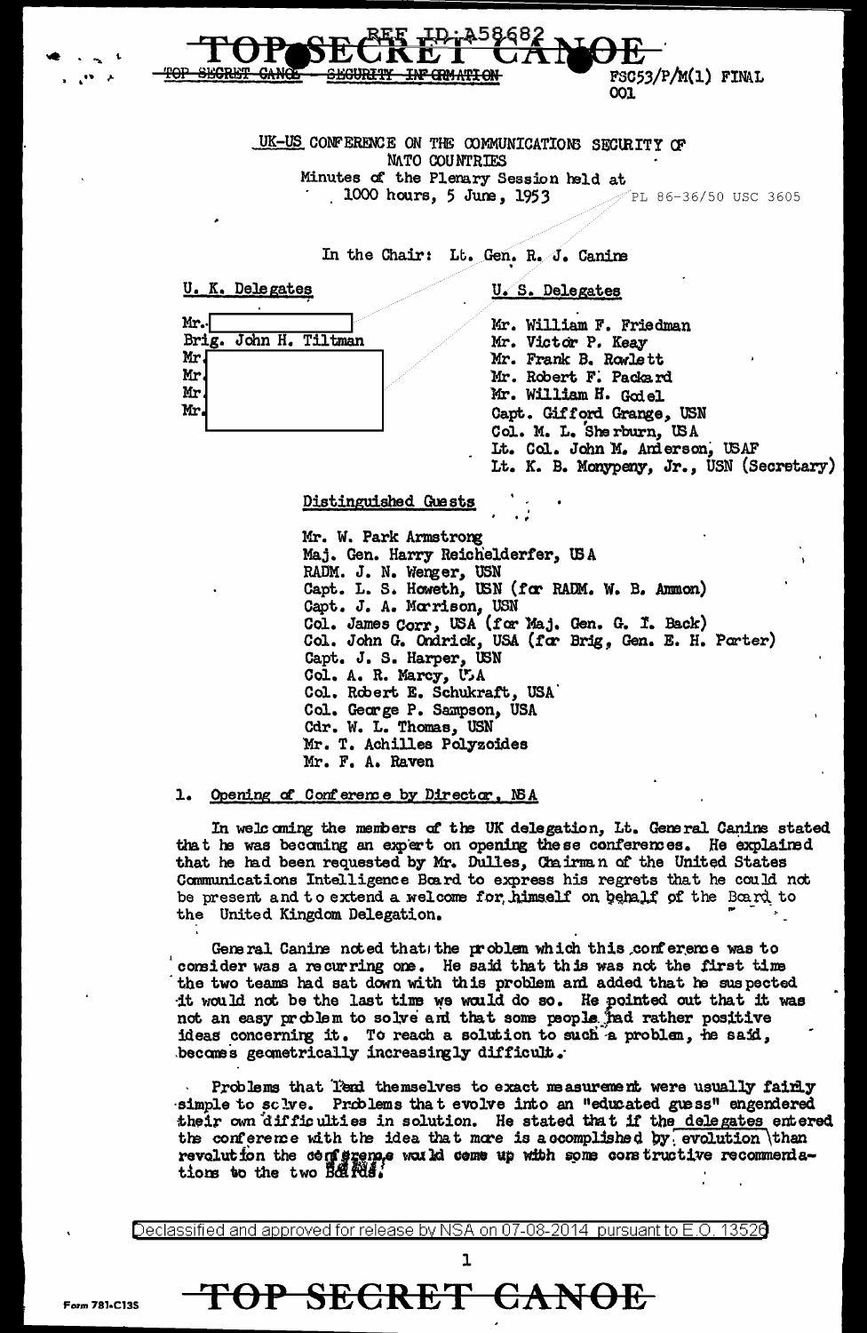TOP SECRET CANOE

REF ID:A58682

~~TOP SECRET CANOE - SECURITY INFORMATION~~

FSC53/P/M(1) FINAL
001

UK-US CONFERENCE ON THE COMMUNICATIONS SECURITY OF NATO COUNTRIES
Minutes of the Plenary Session held at
1000 hours, 5 June, 1953

PL 86-36/50 USC 3605

In the Chair: Lt. Gen. R. J. Canine

| U. K. Delegates | U. S. Delegates |
|---|---|
| Mr. [redacted] | Mr. William F. Friedman |
| Brig. John H. Tiltman | Mr. Victor P. Keay |
| Mr. [redacted] | Mr. Frank B. Rowlett |
| Mr. [redacted] | Mr. Robert F. Packard |
| Mr. [redacted] | Mr. William H. Godel |
| Mr. [redacted] | Capt. Gifford Grange, USN |
| | Col. M. L. Sherburn, USA |
| | Lt. Col. John M. Anderson, USAF |
| | Lt. K. B. Monypeny, Jr., USN (Secretary) |

Distinguished Guests

Mr. W. Park Armstrong
Maj. Gen. Harry Reichelderfer, USA
RADM. J. N. Wenger, USN
Capt. L. S. Howeth, USN (for RADM. W. B. Ammon)
Capt. J. A. Morrison, USN
Col. James Corr, USA (for Maj. Gen. G. I. Back)
Col. John G. Ondrick, USA (for Brig, Gen. E. H. Porter)
Capt. J. S. Harper, USN
Col. A. R. Marcy, USA
Col. Robert E. Schukraft, USA
Col. George P. Sampson, USA
Cdr. W. L. Thomas, USN
Mr. T. Achilles Polyzoides
Mr. F. A. Raven

1. Opening of Conference by Director, NSA

In welcoming the members of the UK delegation, Lt. General Canine stated that he was becoming an expert on opening these conferences. He explained that he had been requested by Mr. Dulles, Chairman of the United States Communications Intelligence Board to express his regrets that he could not be present and to extend a welcome for himself on behalf of the Board to the United Kingdom Delegation.

General Canine noted that the problem which this conference was to consider was a recurring one. He said that this was not the first time the two teams had sat down with this problem and added that he suspected it would not be the last time we would do so. He pointed out that it was not an easy problem to solve and that some people had rather positive ideas concerning it. To reach a solution to such a problem, he said, becomes geometrically increasingly difficult.

Problems that lend themselves to exact measurement were usually fairly simple to solve. Problems that evolve into an "educated guess" engendered their own difficulties in solution. He stated that if the delegates entered the conference with the idea that more is accomplished by evolution than revolution the conference would come up with some constructive recommendations to the two Boards.

Declassified and approved for release by NSA on 07-08-2014 pursuant to E.O. 13526

TOP SECRET CANOE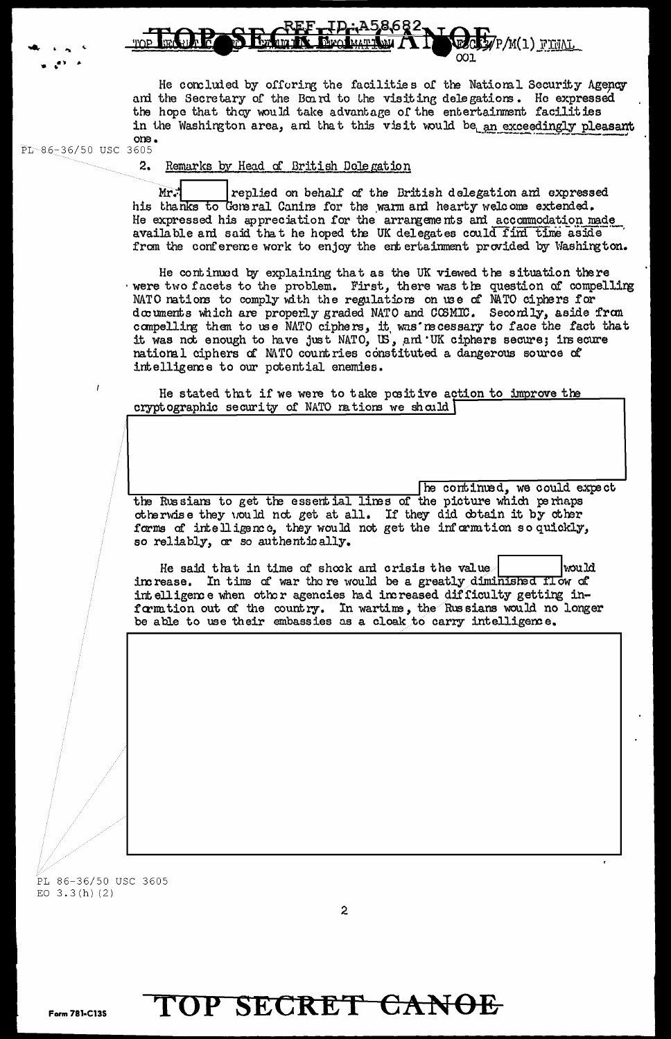He concluded by offering the facilities of the National Security Agency and the Secretary of the Board to the visiting delegations. He expressed the hope that they would take advantage of the entertainment facilities in the Washington area, and that this visit would be an exceedingly pleasant one.

PL 86-36/50 USC 3605

## 2. Remarks by Head of British Delegation

Mr. [redacted] replied on behalf of the British delegation and expressed his thanks to General Canine for the warm and hearty welcome extended. He expressed his appreciation for the arrangements and accommodation made available and said that he hoped the UK delegates could find time aside from the conference work to enjoy the entertainment provided by Washington.

He continued by explaining that as the UK viewed the situation there were two facets to the problem. First, there was the question of compelling NATO nations to comply with the regulations on use of NATO ciphers for documents which are properly graded NATO and COSMIC. Secondly, aside from compelling them to use NATO ciphers, it was necessary to face the fact that it was not enough to have just NATO, US, and UK ciphers secure; insecure national ciphers of NATO countries constituted a dangerous source of intelligence to our potential enemies.

He stated that if we were to take positive action to improve the cryptographic security of NATO nations we should [redacted] he continued, we could expect the Russians to get the essential lines of the picture which perhaps otherwise they would not get at all. If they did obtain it by other forms of intelligence, they would not get the information so quickly, so reliably, or so authentically.

He said that in time of shock and crisis the value [redacted] would increase. In time of war there would be a greatly diminished flow of intelligence when other agencies had increased difficulty getting information out of the country. In wartime, the Russians would no longer be able to use their embassies as a cloak to carry intelligence.

[redacted]

PL 86-36/50 USC 3605
EO 3.3(h)(2)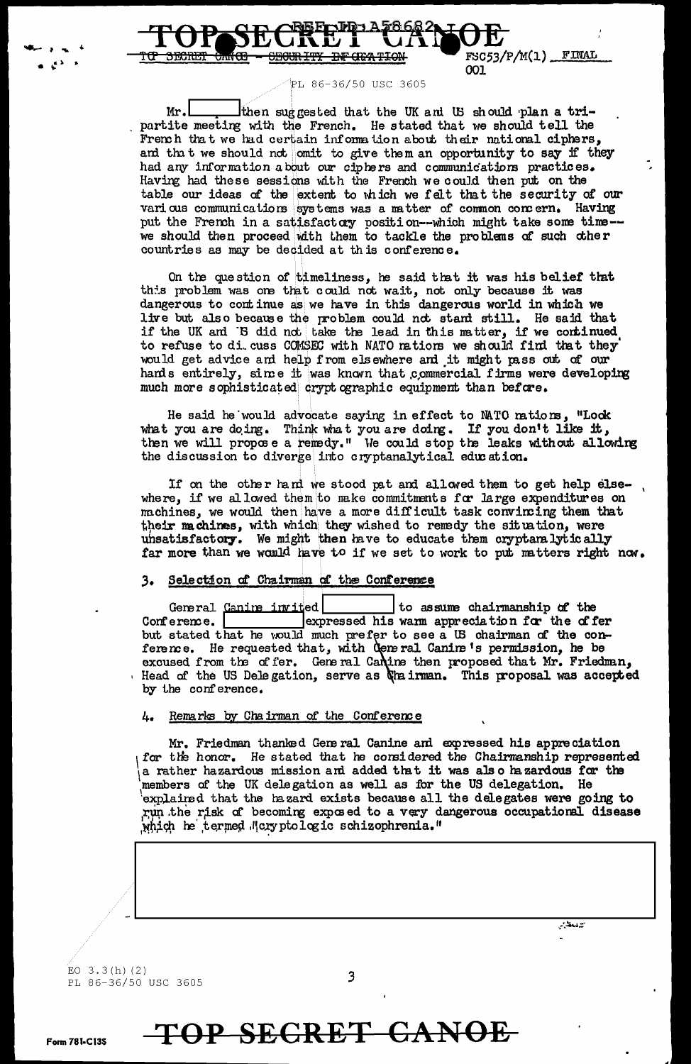PL 86-36/50 USC 3605

Mr. [redacted] then suggested that the UK and US should plan a tripartite meeting with the French. He stated that we should tell the French that we had certain information about their national ciphers, and that we should not omit to give them an opportunity to say if they had any information about our ciphers and communications practices. Having had these sessions with the French we could then put on the table our ideas of the extent to which we felt that the security of our various communications systems was a matter of common concern. Having put the French in a satisfactory position--which might take some time--we should then proceed with them to tackle the problems of such other countries as may be decided at this conference.

On the question of timeliness, he said that it was his belief that this problem was one that could not wait, not only because it was dangerous to continue as we have in this dangerous world in which we live but also because the problem could not stand still. He said that if the UK and US did not take the lead in this matter, if we continued to refuse to discuss COMSEC with NATO nations we should find that they would get advice and help from elsewhere and it might pass out of our hands entirely, since it was known that commercial firms were developing much more sophisticated cryptographic equipment than before.

He said he would advocate saying in effect to NATO nations, "Look what you are doing. Think what you are doing. If you don't like it, then we will propose a remedy." We could stop the leaks without allowing the discussion to diverge into cryptanalytical education.

If on the other hand we stood pat and allowed them to get help elsewhere, if we allowed them to make commitments for large expenditures on machines, we would then have a more difficult task convincing them that their machines, with which they wished to remedy the situation, were unsatisfactory. We might then have to educate them cryptanalytically far more than we would have to if we set to work to put matters right now.

## 3. Selection of Chairman of the Conference

General Canine invited [redacted] to assume chairmanship of the Conference. [redacted] expressed his warm appreciation for the offer but stated that he would much prefer to see a US chairman of the conference. He requested that, with General Canine's permission, he be excused from the offer. General Canine then proposed that Mr. Friedman, Head of the US Delegation, serve as Chairman. This proposal was accepted by the conference.

## 4. Remarks by Chairman of the Conference

Mr. Friedman thanked General Canine and expressed his appreciation for the honor. He stated that he considered the Chairmanship represented a rather hazardous mission and added that it was also hazardous for the members of the UK delegation as well as for the US delegation. He explained that the hazard exists because all the delegates were going to run the risk of becoming exposed to a very dangerous occupational disease which he termed "cryptologic schizophrenia."

[redacted]

EO 3.3(h)(2)
PL 86-36/50 USC 3605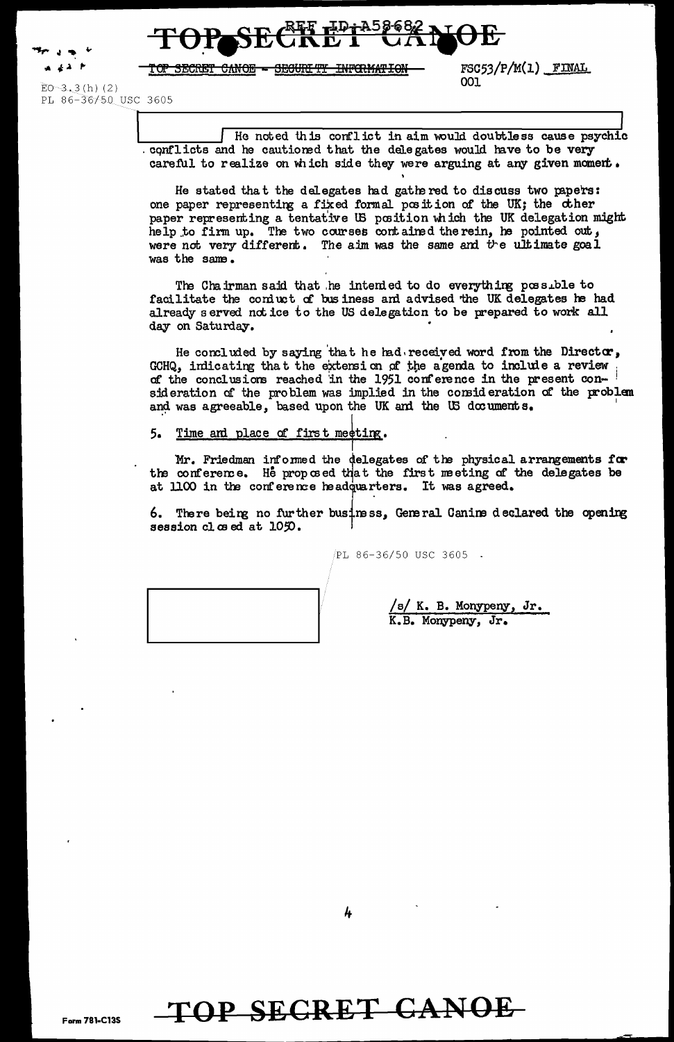REF ID:A58682

TOP SECRET CANOE - SECURITY INFORMATION

FSC53/P/M(1) FINAL
001

EO 3.3(h)(2)
PL 86-36/50 USC 3605

He noted this conflict in aim would doubtless cause psychic conflicts and he cautioned that the delegates would have to be very careful to realize on which side they were arguing at any given moment.

He stated that the delegates had gathered to discuss two papers: one paper representing a fixed formal position of the UK; the other paper representing a tentative US position which the UK delegation might help to firm up. The two courses contained therein, he pointed out, were not very different. The aim was the same and the ultimate goal was the same.

The Chairman said that he intended to do everything possible to facilitate the conduct of business and advised the UK delegates he had already served notice to the US delegation to be prepared to work all day on Saturday.

He concluded by saying that he had received word from the Director, GCHQ, indicating that the extension of the agenda to include a review of the conclusions reached in the 1951 conference in the present consideration of the problem was implied in the consideration of the problem and was agreeable, based upon the UK and the US documents.

5. Time and place of first meeting.

Mr. Friedman informed the delegates of the physical arrangements for the conference. He proposed that the first meeting of the delegates be at 1100 in the conference headquarters. It was agreed.

6. There being no further business, General Canine declared the opening session closed at 1050.

PL 86-36/50 USC 3605

/s/ K. B. Monypeny, Jr.
K.B. Monypeny, Jr.

Form 781-C13S